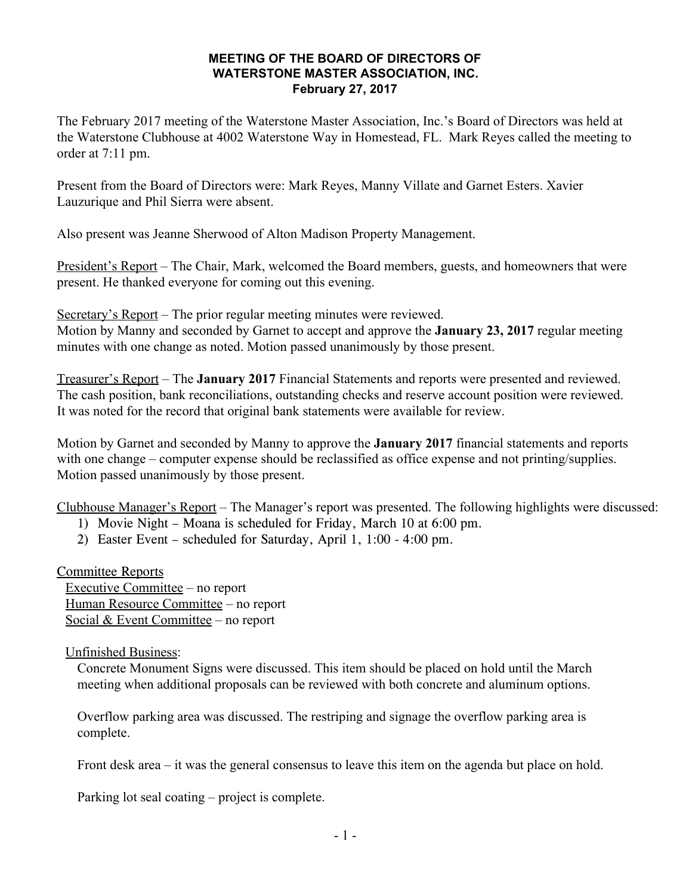# MEETING OF THE BOARD OF DIRECTORS OF WATERSTONE MASTER ASSOCIATION, INC.
## February 27, 2017

The February 2017 meeting of the Waterstone Master Association, Inc.'s Board of Directors was held at the Waterstone Clubhouse at 4002 Waterstone Way in Homestead, FL. Mark Reyes called the meeting to order at 7:11 pm.

Present from the Board of Directors were: Mark Reyes, Manny Villate and Garnet Esters. Xavier Lauzurique and Phil Sierra were absent.

Also present was Jeanne Sherwood of Alton Madison Property Management.

President's Report – The Chair, Mark, welcomed the Board members, guests, and homeowners that were present. He thanked everyone for coming out this evening.

Secretary's Report – The prior regular meeting minutes were reviewed.
Motion by Manny and seconded by Garnet to accept and approve the **January 23, 2017** regular meeting minutes with one change as noted. Motion passed unanimously by those present.

Treasurer's Report – The **January 2017** Financial Statements and reports were presented and reviewed. The cash position, bank reconciliations, outstanding checks and reserve account position were reviewed. It was noted for the record that original bank statements were available for review.

Motion by Garnet and seconded by Manny to approve the **January 2017** financial statements and reports with one change – computer expense should be reclassified as office expense and not printing/supplies. Motion passed unanimously by those present.

Clubhouse Manager's Report – The Manager's report was presented. The following highlights were discussed:

1) Movie Night – Moana is scheduled for Friday, March 10 at 6:00 pm.
2) Easter Event – scheduled for Saturday, April 1, 1:00 - 4:00 pm.

Committee Reports

Executive Committee – no report
Human Resource Committee – no report
Social & Event Committee – no report

Unfinished Business:

Concrete Monument Signs were discussed. This item should be placed on hold until the March meeting when additional proposals can be reviewed with both concrete and aluminum options.

Overflow parking area was discussed. The restriping and signage the overflow parking area is complete.

Front desk area – it was the general consensus to leave this item on the agenda but place on hold.

Parking lot seal coating – project is complete.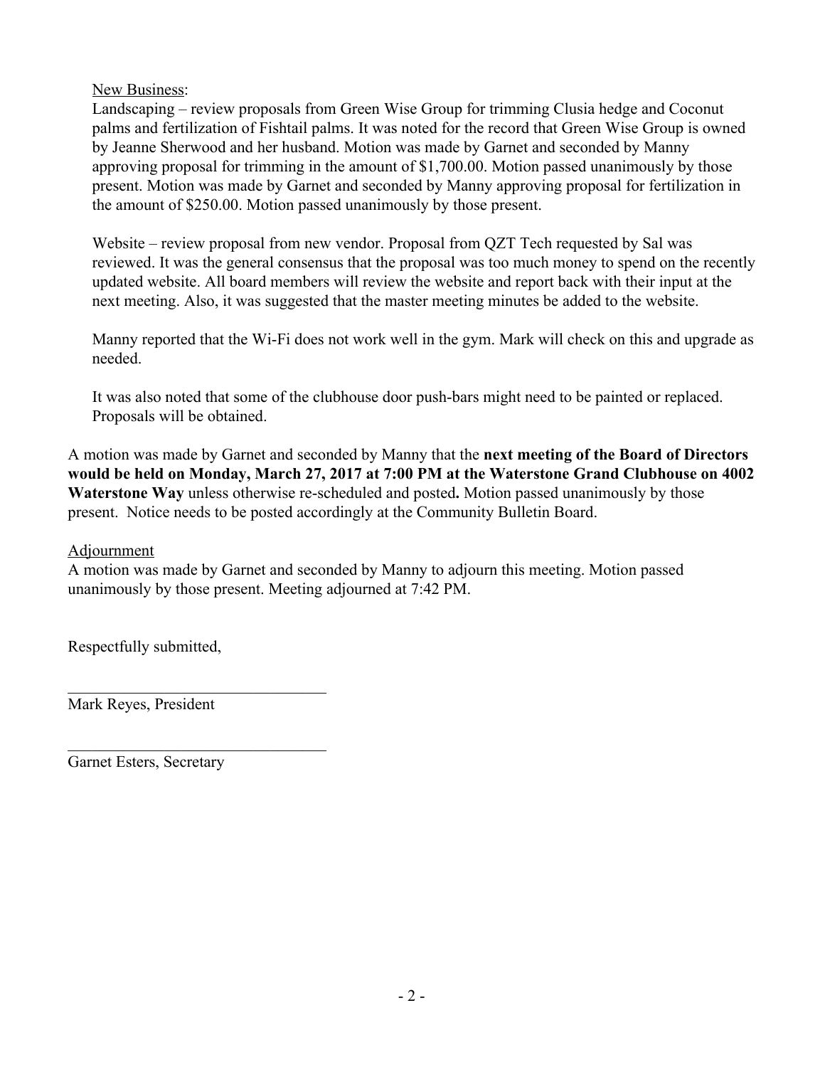New Business:

Landscaping – review proposals from Green Wise Group for trimming Clusia hedge and Coconut palms and fertilization of Fishtail palms. It was noted for the record that Green Wise Group is owned by Jeanne Sherwood and her husband. Motion was made by Garnet and seconded by Manny approving proposal for trimming in the amount of $1,700.00. Motion passed unanimously by those present. Motion was made by Garnet and seconded by Manny approving proposal for fertilization in the amount of $250.00. Motion passed unanimously by those present.

Website – review proposal from new vendor. Proposal from QZT Tech requested by Sal was reviewed. It was the general consensus that the proposal was too much money to spend on the recently updated website. All board members will review the website and report back with their input at the next meeting. Also, it was suggested that the master meeting minutes be added to the website.

Manny reported that the Wi-Fi does not work well in the gym. Mark will check on this and upgrade as needed.

It was also noted that some of the clubhouse door push-bars might need to be painted or replaced. Proposals will be obtained.

A motion was made by Garnet and seconded by Manny that the **next meeting of the Board of Directors would be held on Monday, March 27, 2017 at 7:00 PM at the Waterstone Grand Clubhouse on 4002 Waterstone Way** unless otherwise re-scheduled and posted**.** Motion passed unanimously by those present. Notice needs to be posted accordingly at the Community Bulletin Board.

Adjournment

A motion was made by Garnet and seconded by Manny to adjourn this meeting. Motion passed unanimously by those present. Meeting adjourned at 7:42 PM.

Respectfully submitted,

\_\_\_\_\_\_\_\_\_\_\_\_\_\_\_\_\_\_\_\_\_\_\_\_\_\_\_\_\_\_\_\_\_\_

Mark Reyes, President

\_\_\_\_\_\_\_\_\_\_\_\_\_\_\_\_\_\_\_\_\_\_\_\_\_\_\_\_\_\_\_\_\_\_

Garnet Esters, Secretary